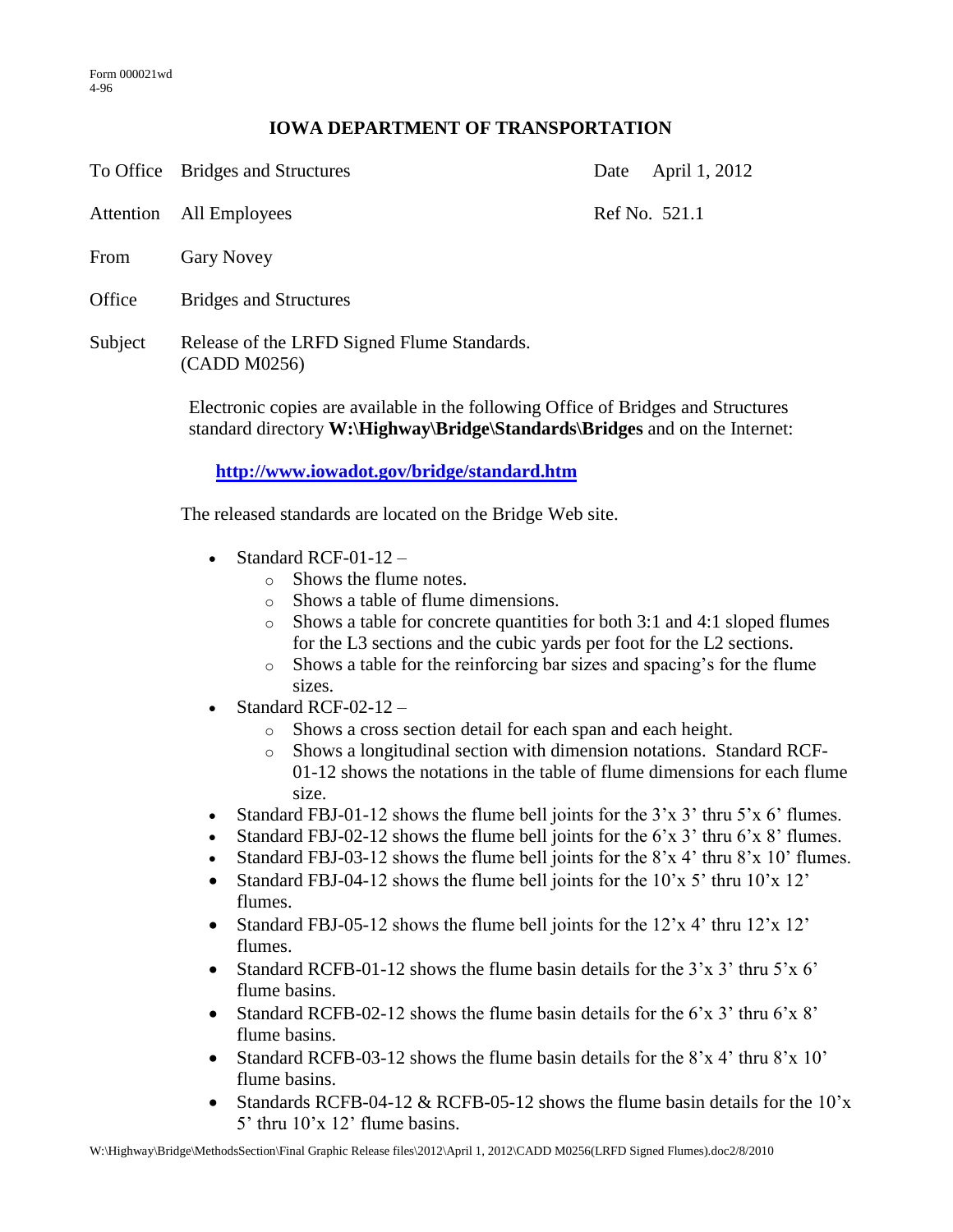Form 000021wd
4-96

# IOWA DEPARTMENT OF TRANSPORTATION

| | | | |
|---|---|---|---|
| To Office | Bridges and Structures | Date | April 1, 2012 |
| Attention | All Employees | Ref No. | 521.1 |
| From | Gary Novey | | |
| Office | Bridges and Structures | | |
| Subject | Release of the LRFD Signed Flume Standards. (CADD M0256) | | |

Electronic copies are available in the following Office of Bridges and Structures standard directory **W:\Highway\Bridge\Standards\Bridges** and on the Internet:

**http://www.iowadot.gov/bridge/standard.htm**

The released standards are located on the Bridge Web site.

- Standard RCF-01-12 –
    - Shows the flume notes.
    - Shows a table of flume dimensions.
    - Shows a table for concrete quantities for both 3:1 and 4:1 sloped flumes for the L3 sections and the cubic yards per foot for the L2 sections.
    - Shows a table for the reinforcing bar sizes and spacing's for the flume sizes.
- Standard RCF-02-12 –
    - Shows a cross section detail for each span and each height.
    - Shows a longitudinal section with dimension notations. Standard RCF-01-12 shows the notations in the table of flume dimensions for each flume size.
- Standard FBJ-01-12 shows the flume bell joints for the 3'x 3' thru 5'x 6' flumes.
- Standard FBJ-02-12 shows the flume bell joints for the 6'x 3' thru 6'x 8' flumes.
- Standard FBJ-03-12 shows the flume bell joints for the 8'x 4' thru 8'x 10' flumes.
- Standard FBJ-04-12 shows the flume bell joints for the 10'x 5' thru 10'x 12' flumes.
- Standard FBJ-05-12 shows the flume bell joints for the 12'x 4' thru 12'x 12' flumes.
- Standard RCFB-01-12 shows the flume basin details for the 3'x 3' thru 5'x 6' flume basins.
- Standard RCFB-02-12 shows the flume basin details for the 6'x 3' thru 6'x 8' flume basins.
- Standard RCFB-03-12 shows the flume basin details for the 8'x 4' thru 8'x 10' flume basins.
- Standards RCFB-04-12 & RCFB-05-12 shows the flume basin details for the 10'x 5' thru 10'x 12' flume basins.

W:\Highway\Bridge\MethodsSection\Final Graphic Release files\2012\April 1, 2012\CADD M0256(LRFD Signed Flumes).doc2/8/2010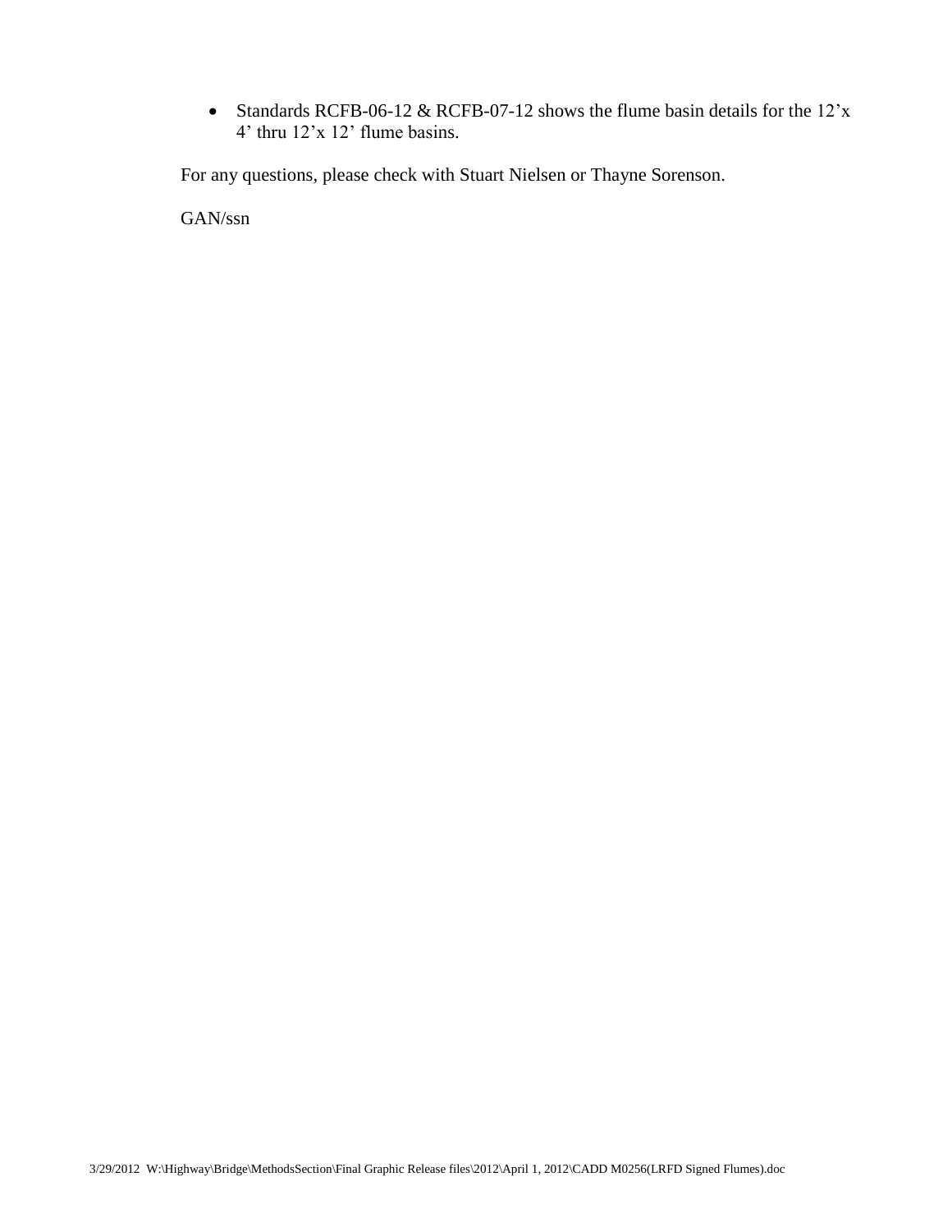- Standards RCFB-06-12 & RCFB-07-12 shows the flume basin details for the 12'x 4' thru 12'x 12' flume basins.

For any questions, please check with Stuart Nielsen or Thayne Sorenson.

GAN/ssn